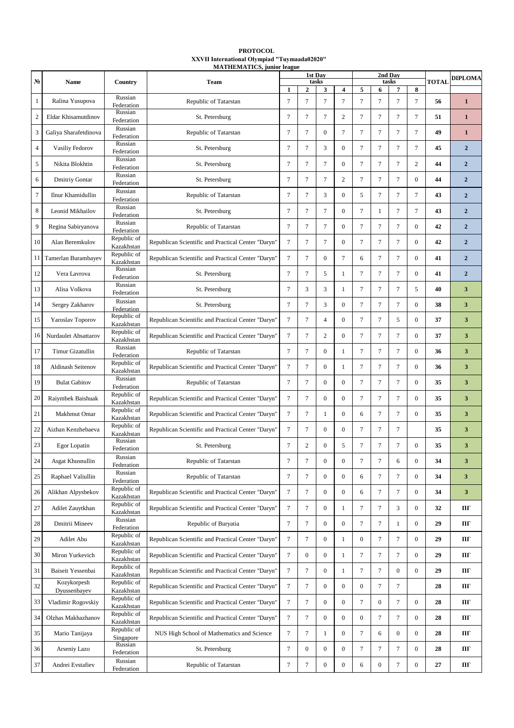**PROTOCOL**
**XXVII International Olympiad "Tuymaada02020"**
**MATHEMATICS, junior league**

| № | Name | Country | Team | 1st Day tasks | | | | 2nd Day tasks | | | | TOTAL | DIPLOMA |
|---|---|---|---|---|---|---|---|---|---|---|---|---|---|
| | | | | 1 | 2 | 3 | 4 | 5 | 6 | 7 | 8 | | |
| 1 | Ralina Yusupova | Russian Federation | Republic of Tatarstan | 7 | 7 | 7 | 7 | 7 | 7 | 7 | 7 | 56 | 1 |
| 2 | Eldar Khisamutdinov | Russian Federation | St. Petersburg | 7 | 7 | 7 | 2 | 7 | 7 | 7 | 7 | 51 | 1 |
| 3 | Galiya Sharafetdinova | Russian Federation | Republic of Tatarstan | 7 | 7 | 0 | 7 | 7 | 7 | 7 | 7 | 49 | 1 |
| 4 | Vasiliy Fedorov | Russian Federation | St. Petersburg | 7 | 7 | 3 | 0 | 7 | 7 | 7 | 7 | 45 | 2 |
| 5 | Nikita Blokhtin | Russian Federation | St. Petersburg | 7 | 7 | 7 | 0 | 7 | 7 | 7 | 2 | 44 | 2 |
| 6 | Dmitriy Gontar | Russian Federation | St. Petersburg | 7 | 7 | 7 | 2 | 7 | 7 | 7 | 0 | 44 | 2 |
| 7 | Ilnur Khamidullin | Russian Federation | Republic of Tatarstan | 7 | 7 | 3 | 0 | 5 | 7 | 7 | 7 | 43 | 2 |
| 8 | Leonid Mikhailov | Russian Federation | St. Petersburg | 7 | 7 | 7 | 0 | 7 | 1 | 7 | 7 | 43 | 2 |
| 9 | Regina Sabiryanova | Russian Federation | Republic of Tatarstan | 7 | 7 | 7 | 0 | 7 | 7 | 7 | 0 | 42 | 2 |
| 10 | Alan Beremkulov | Republic of Kazakhstan | Republican Scientific and Practical Center "Daryn" | 7 | 7 | 7 | 0 | 7 | 7 | 7 | 0 | 42 | 2 |
| 11 | Tamerlan Burambayev | Republic of Kazakhstan | Republican Scientific and Practical Center "Daryn" | 7 | 7 | 0 | 7 | 6 | 7 | 7 | 0 | 41 | 2 |
| 12 | Vera Lavrova | Russian Federation | St. Petersburg | 7 | 7 | 5 | 1 | 7 | 7 | 7 | 0 | 41 | 2 |
| 13 | Alisa Volkova | Russian Federation | St. Petersburg | 7 | 3 | 3 | 1 | 7 | 7 | 7 | 5 | 40 | 3 |
| 14 | Sergey Zakharov | Russian Federation | St. Petersburg | 7 | 7 | 3 | 0 | 7 | 7 | 7 | 0 | 38 | 3 |
| 15 | Yaroslav Toporov | Republic of Kazakhstan | Republican Scientific and Practical Center "Daryn" | 7 | 7 | 4 | 0 | 7 | 7 | 5 | 0 | 37 | 3 |
| 16 | Nurdaulet Absattarov | Republic of Kazakhstan | Republican Scientific and Practical Center "Daryn" | 7 | 7 | 2 | 0 | 7 | 7 | 7 | 0 | 37 | 3 |
| 17 | Timur Gizatullin | Russian Federation | Republic of Tatarstan | 7 | 7 | 0 | 1 | 7 | 7 | 7 | 0 | 36 | 3 |
| 18 | Aldinash Seitenov | Republic of Kazakhstan | Republican Scientific and Practical Center "Daryn" | 7 | 7 | 0 | 1 | 7 | 7 | 7 | 0 | 36 | 3 |
| 19 | Bulat Gabitov | Russian Federation | Republic of Tatarstan | 7 | 7 | 0 | 0 | 7 | 7 | 7 | 0 | 35 | 3 |
| 20 | Raiymbek Baishuak | Republic of Kazakhstan | Republican Scientific and Practical Center "Daryn" | 7 | 7 | 0 | 0 | 7 | 7 | 7 | 0 | 35 | 3 |
| 21 | Makhmut Omar | Republic of Kazakhstan | Republican Scientific and Practical Center "Daryn" | 7 | 7 | 1 | 0 | 6 | 7 | 7 | 0 | 35 | 3 |
| 22 | Aizhan Kenzhebaeva | Republic of Kazakhstan | Republican Scientific and Practical Center "Daryn" | 7 | 7 | 0 | 0 | 7 | 7 | 7 | | 35 | 3 |
| 23 | Egor Lopatin | Russian Federation | St. Petersburg | 7 | 2 | 0 | 5 | 7 | 7 | 7 | 0 | 35 | 3 |
| 24 | Asgat Khusnullin | Russian Federation | Republic of Tatarstan | 7 | 7 | 0 | 0 | 7 | 7 | 6 | 0 | 34 | 3 |
| 25 | Raphael Valiullin | Russian Federation | Republic of Tatarstan | 7 | 7 | 0 | 0 | 6 | 7 | 7 | 0 | 34 | 3 |
| 26 | Alikhan Alpysbekov | Republic of Kazakhstan | Republican Scientific and Practical Center "Daryn" | 7 | 7 | 0 | 0 | 6 | 7 | 7 | 0 | 34 | 3 |
| 27 | Adilet Zauytkhan | Republic of Kazakhstan | Republican Scientific and Practical Center "Daryn" | 7 | 7 | 0 | 1 | 7 | 7 | 3 | 0 | 32 | ПГ |
| 28 | Dmitrii Mineev | Russian Federation | Republic of Buryatia | 7 | 7 | 0 | 0 | 7 | 7 | 1 | 0 | 29 | ПГ |
| 29 | Adilet Abu | Republic of Kazakhstan | Republican Scientific and Practical Center "Daryn" | 7 | 7 | 0 | 1 | 0 | 7 | 7 | 0 | 29 | ПГ |
| 30 | Miron Yurkevich | Republic of Kazakhstan | Republican Scientific and Practical Center "Daryn" | 7 | 0 | 0 | 1 | 7 | 7 | 7 | 0 | 29 | ПГ |
| 31 | Baiseit Yessenbai | Republic of Kazakhstan | Republican Scientific and Practical Center "Daryn" | 7 | 7 | 0 | 1 | 7 | 7 | 0 | 0 | 29 | ПГ |
| 32 | Kozykorpesh Dyussenbayev | Republic of Kazakhstan | Republican Scientific and Practical Center "Daryn" | 7 | 7 | 0 | 0 | 0 | 7 | 7 | | 28 | ПГ |
| 33 | Vladimir Rogovskiy | Republic of Kazakhstan | Republican Scientific and Practical Center "Daryn" | 7 | 7 | 0 | 0 | 7 | 0 | 7 | 0 | 28 | ПГ |
| 34 | Olzhas Makhazhanov | Republic of Kazakhstan | Republican Scientific and Practical Center "Daryn" | 7 | 7 | 0 | 0 | 0 | 7 | 7 | 0 | 28 | ПГ |
| 35 | Mario Tanijaya | Republic of Singapore | NUS High School of Mathematics and Science | 7 | 7 | 1 | 0 | 7 | 6 | 0 | 0 | 28 | ПГ |
| 36 | Arseniy Lazo | Russian Federation | St. Petersburg | 7 | 0 | 0 | 0 | 7 | 7 | 7 | 0 | 28 | ПГ |
| 37 | Andrei Evstafiev | Russian Federation | Republic of Tatarstan | 7 | 7 | 0 | 0 | 6 | 0 | 7 | 0 | 27 | ПГ |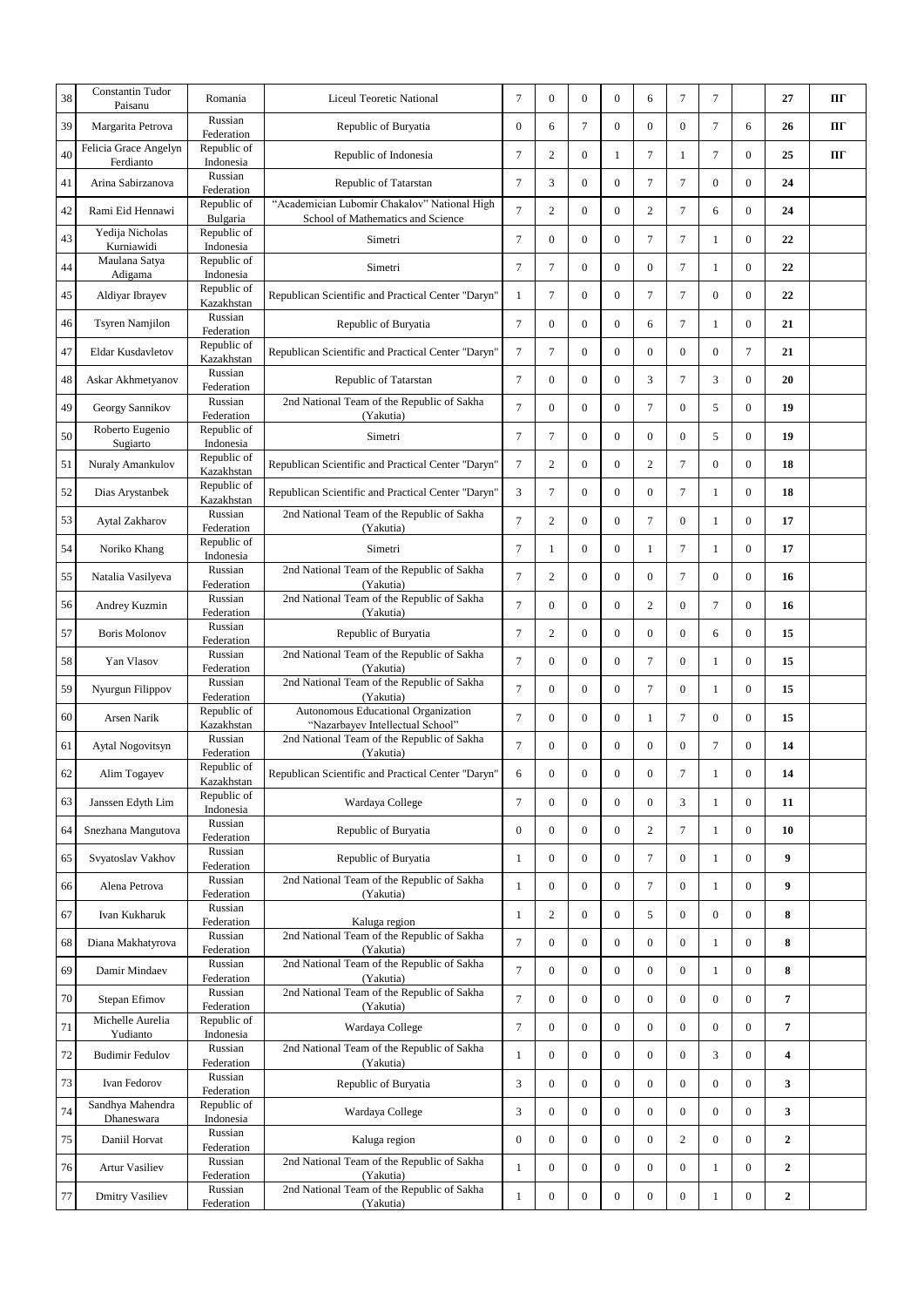| | | | | | | | | | | | | | |
|---|---|---|---|---|---|---|---|---|---|---|---|---|---|
| 38 | Constantin Tudor Paisanu | Romania | Liceul Teoretic National | 7 | 0 | 0 | 0 | 6 | 7 | 7 | | 27 | IIГ |
| 39 | Margarita Petrova | Russian Federation | Republic of Buryatia | 0 | 6 | 7 | 0 | 0 | 0 | 7 | 6 | 26 | IIГ |
| 40 | Felicia Grace Angelyn Ferdianto | Republic of Indonesia | Republic of Indonesia | 7 | 2 | 0 | 1 | 7 | 1 | 7 | 0 | 25 | IIГ |
| 41 | Arina Sabirzanova | Russian Federation | Republic of Tatarstan | 7 | 3 | 0 | 0 | 7 | 7 | 0 | 0 | 24 | |
| 42 | Rami Eid Hennawi | Republic of Bulgaria | "Academician Lubomir Chakalov" National High School of Mathematics and Science | 7 | 2 | 0 | 0 | 2 | 7 | 6 | 0 | 24 | |
| 43 | Yedija Nicholas Kurniawidi | Republic of Indonesia | Simetri | 7 | 0 | 0 | 0 | 7 | 7 | 1 | 0 | 22 | |
| 44 | Maulana Satya Adigama | Republic of Indonesia | Simetri | 7 | 7 | 0 | 0 | 0 | 7 | 1 | 0 | 22 | |
| 45 | Aldiyar Ibrayev | Republic of Kazakhstan | Republican Scientific and Practical Center "Daryn" | 1 | 7 | 0 | 0 | 7 | 7 | 0 | 0 | 22 | |
| 46 | Tsyren Namjilon | Russian Federation | Republic of Buryatia | 7 | 0 | 0 | 0 | 6 | 7 | 1 | 0 | 21 | |
| 47 | Eldar Kusdavletov | Republic of Kazakhstan | Republican Scientific and Practical Center "Daryn" | 7 | 7 | 0 | 0 | 0 | 0 | 0 | 7 | 21 | |
| 48 | Askar Akhmetyanov | Russian Federation | Republic of Tatarstan | 7 | 0 | 0 | 0 | 3 | 7 | 3 | 0 | 20 | |
| 49 | Georgy Sannikov | Russian Federation | 2nd National Team of the Republic of Sakha (Yakutia) | 7 | 0 | 0 | 0 | 7 | 0 | 5 | 0 | 19 | |
| 50 | Roberto Eugenio Sugiarto | Republic of Indonesia | Simetri | 7 | 7 | 0 | 0 | 0 | 0 | 5 | 0 | 19 | |
| 51 | Nuraly Amankulov | Republic of Kazakhstan | Republican Scientific and Practical Center "Daryn" | 7 | 2 | 0 | 0 | 2 | 7 | 0 | 0 | 18 | |
| 52 | Dias Arystanbek | Republic of Kazakhstan | Republican Scientific and Practical Center "Daryn" | 3 | 7 | 0 | 0 | 0 | 7 | 1 | 0 | 18 | |
| 53 | Aytal Zakharov | Russian Federation | 2nd National Team of the Republic of Sakha (Yakutia) | 7 | 2 | 0 | 0 | 7 | 0 | 1 | 0 | 17 | |
| 54 | Noriko Khang | Republic of Indonesia | Simetri | 7 | 1 | 0 | 0 | 1 | 7 | 1 | 0 | 17 | |
| 55 | Natalia Vasilyeva | Russian Federation | 2nd National Team of the Republic of Sakha (Yakutia) | 7 | 2 | 0 | 0 | 0 | 7 | 0 | 0 | 16 | |
| 56 | Andrey Kuzmin | Russian Federation | 2nd National Team of the Republic of Sakha (Yakutia) | 7 | 0 | 0 | 0 | 2 | 0 | 7 | 0 | 16 | |
| 57 | Boris Molonov | Russian Federation | Republic of Buryatia | 7 | 2 | 0 | 0 | 0 | 0 | 6 | 0 | 15 | |
| 58 | Yan Vlasov | Russian Federation | 2nd National Team of the Republic of Sakha (Yakutia) | 7 | 0 | 0 | 0 | 7 | 0 | 1 | 0 | 15 | |
| 59 | Nyurgun Filippov | Russian Federation | 2nd National Team of the Republic of Sakha (Yakutia) | 7 | 0 | 0 | 0 | 7 | 0 | 1 | 0 | 15 | |
| 60 | Arsen Narik | Republic of Kazakhstan | Autonomous Educational Organization "Nazarbayev Intellectual School" | 7 | 0 | 0 | 0 | 1 | 7 | 0 | 0 | 15 | |
| 61 | Aytal Nogovitsyn | Russian Federation | 2nd National Team of the Republic of Sakha (Yakutia) | 7 | 0 | 0 | 0 | 0 | 0 | 7 | 0 | 14 | |
| 62 | Alim Togayev | Republic of Kazakhstan | Republican Scientific and Practical Center "Daryn" | 6 | 0 | 0 | 0 | 0 | 7 | 1 | 0 | 14 | |
| 63 | Janssen Edyth Lim | Republic of Indonesia | Wardaya College | 7 | 0 | 0 | 0 | 0 | 3 | 1 | 0 | 11 | |
| 64 | Snezhana Mangutova | Russian Federation | Republic of Buryatia | 0 | 0 | 0 | 0 | 2 | 7 | 1 | 0 | 10 | |
| 65 | Svyatoslav Vakhov | Russian Federation | Republic of Buryatia | 1 | 0 | 0 | 0 | 7 | 0 | 1 | 0 | 9 | |
| 66 | Alena Petrova | Russian Federation | 2nd National Team of the Republic of Sakha (Yakutia) | 1 | 0 | 0 | 0 | 7 | 0 | 1 | 0 | 9 | |
| 67 | Ivan Kukharuk | Russian Federation | Kaluga region | 1 | 2 | 0 | 0 | 5 | 0 | 0 | 0 | 8 | |
| 68 | Diana Makhatyrova | Russian Federation | 2nd National Team of the Republic of Sakha (Yakutia) | 7 | 0 | 0 | 0 | 0 | 0 | 1 | 0 | 8 | |
| 69 | Damir Mindaev | Russian Federation | 2nd National Team of the Republic of Sakha (Yakutia) | 7 | 0 | 0 | 0 | 0 | 0 | 1 | 0 | 8 | |
| 70 | Stepan Efimov | Russian Federation | 2nd National Team of the Republic of Sakha (Yakutia) | 7 | 0 | 0 | 0 | 0 | 0 | 0 | 0 | 7 | |
| 71 | Michelle Aurelia Yudianto | Republic of Indonesia | Wardaya College | 7 | 0 | 0 | 0 | 0 | 0 | 0 | 0 | 7 | |
| 72 | Budimir Fedulov | Russian Federation | 2nd National Team of the Republic of Sakha (Yakutia) | 1 | 0 | 0 | 0 | 0 | 0 | 3 | 0 | 4 | |
| 73 | Ivan Fedorov | Russian Federation | Republic of Buryatia | 3 | 0 | 0 | 0 | 0 | 0 | 0 | 0 | 3 | |
| 74 | Sandhya Mahendra Dhaneswara | Republic of Indonesia | Wardaya College | 3 | 0 | 0 | 0 | 0 | 0 | 0 | 0 | 3 | |
| 75 | Daniil Horvat | Russian Federation | Kaluga region | 0 | 0 | 0 | 0 | 0 | 2 | 0 | 0 | 2 | |
| 76 | Artur Vasiliev | Russian Federation | 2nd National Team of the Republic of Sakha (Yakutia) | 1 | 0 | 0 | 0 | 0 | 0 | 1 | 0 | 2 | |
| 77 | Dmitry Vasiliev | Russian Federation | 2nd National Team of the Republic of Sakha (Yakutia) | 1 | 0 | 0 | 0 | 0 | 0 | 1 | 0 | 2 | |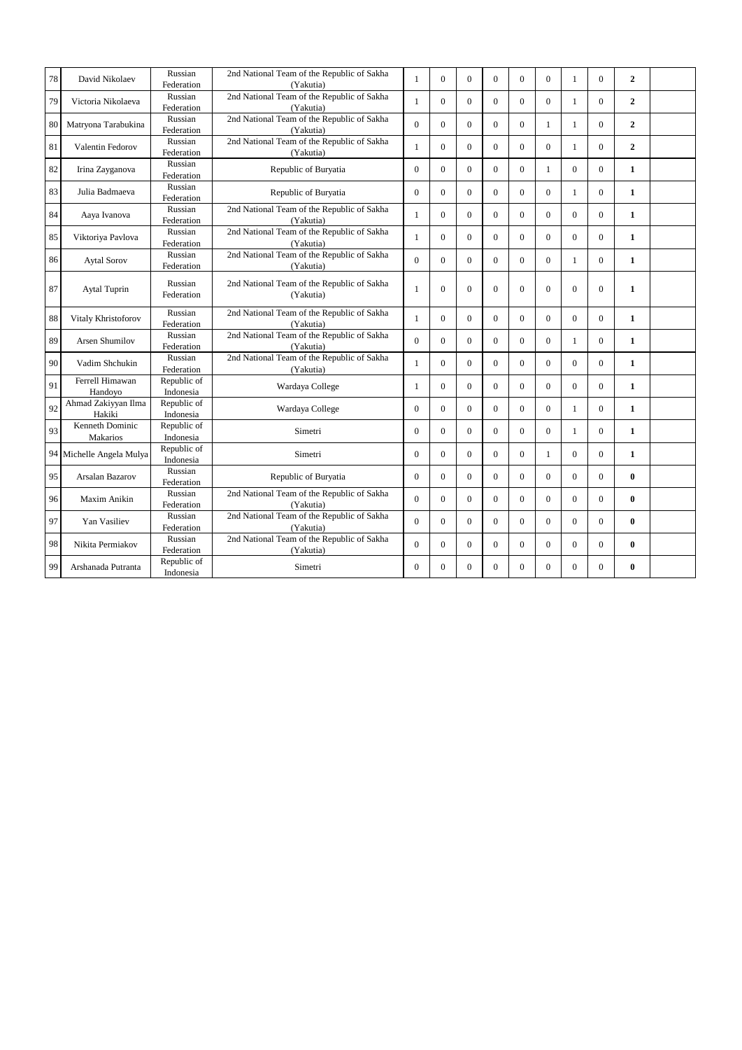| | | | | | | | | | | | | | | |
|---|---|---|---|---|---|---|---|---|---|---|---|---|---|---|
| 78 | David Nikolaev | Russian Federation | 2nd National Team of the Republic of Sakha (Yakutia) | 1 | 0 | 0 | 0 | 0 | 0 | 1 | 0 | **2** | |
| 79 | Victoria Nikolaeva | Russian Federation | 2nd National Team of the Republic of Sakha (Yakutia) | 1 | 0 | 0 | 0 | 0 | 0 | 1 | 0 | **2** | |
| 80 | Matryona Tarabukina | Russian Federation | 2nd National Team of the Republic of Sakha (Yakutia) | 0 | 0 | 0 | 0 | 0 | 1 | 1 | 0 | **2** | |
| 81 | Valentin Fedorov | Russian Federation | 2nd National Team of the Republic of Sakha (Yakutia) | 1 | 0 | 0 | 0 | 0 | 0 | 1 | 0 | **2** | |
| 82 | Irina Zayganova | Russian Federation | Republic of Buryatia | 0 | 0 | 0 | 0 | 0 | 1 | 0 | 0 | **1** | |
| 83 | Julia Badmaeva | Russian Federation | Republic of Buryatia | 0 | 0 | 0 | 0 | 0 | 0 | 1 | 0 | **1** | |
| 84 | Aaya Ivanova | Russian Federation | 2nd National Team of the Republic of Sakha (Yakutia) | 1 | 0 | 0 | 0 | 0 | 0 | 0 | 0 | **1** | |
| 85 | Viktoriya Pavlova | Russian Federation | 2nd National Team of the Republic of Sakha (Yakutia) | 1 | 0 | 0 | 0 | 0 | 0 | 0 | 0 | **1** | |
| 86 | Aytal Sorov | Russian Federation | 2nd National Team of the Republic of Sakha (Yakutia) | 0 | 0 | 0 | 0 | 0 | 0 | 1 | 0 | **1** | |
| 87 | Aytal Tuprin | Russian Federation | 2nd National Team of the Republic of Sakha (Yakutia) | 1 | 0 | 0 | 0 | 0 | 0 | 0 | 0 | **1** | |
| 88 | Vitaly Khristoforov | Russian Federation | 2nd National Team of the Republic of Sakha (Yakutia) | 1 | 0 | 0 | 0 | 0 | 0 | 0 | 0 | **1** | |
| 89 | Arsen Shumilov | Russian Federation | 2nd National Team of the Republic of Sakha (Yakutia) | 0 | 0 | 0 | 0 | 0 | 0 | 1 | 0 | **1** | |
| 90 | Vadim Shchukin | Russian Federation | 2nd National Team of the Republic of Sakha (Yakutia) | 1 | 0 | 0 | 0 | 0 | 0 | 0 | 0 | **1** | |
| 91 | Ferrell Himawan Handoyo | Republic of Indonesia | Wardaya College | 1 | 0 | 0 | 0 | 0 | 0 | 0 | 0 | **1** | |
| 92 | Ahmad Zakiyyan Ilma Hakiki | Republic of Indonesia | Wardaya College | 0 | 0 | 0 | 0 | 0 | 0 | 1 | 0 | **1** | |
| 93 | Kenneth Dominic Makarios | Republic of Indonesia | Simetri | 0 | 0 | 0 | 0 | 0 | 0 | 1 | 0 | **1** | |
| 94 | Michelle Angela Mulya | Republic of Indonesia | Simetri | 0 | 0 | 0 | 0 | 0 | 1 | 0 | 0 | **1** | |
| 95 | Arsalan Bazarov | Russian Federation | Republic of Buryatia | 0 | 0 | 0 | 0 | 0 | 0 | 0 | 0 | **0** | |
| 96 | Maxim Anikin | Russian Federation | 2nd National Team of the Republic of Sakha (Yakutia) | 0 | 0 | 0 | 0 | 0 | 0 | 0 | 0 | **0** | |
| 97 | Yan Vasiliev | Russian Federation | 2nd National Team of the Republic of Sakha (Yakutia) | 0 | 0 | 0 | 0 | 0 | 0 | 0 | 0 | **0** | |
| 98 | Nikita Permiakov | Russian Federation | 2nd National Team of the Republic of Sakha (Yakutia) | 0 | 0 | 0 | 0 | 0 | 0 | 0 | 0 | **0** | |
| 99 | Arshanada Putranta | Republic of Indonesia | Simetri | 0 | 0 | 0 | 0 | 0 | 0 | 0 | 0 | **0** | |